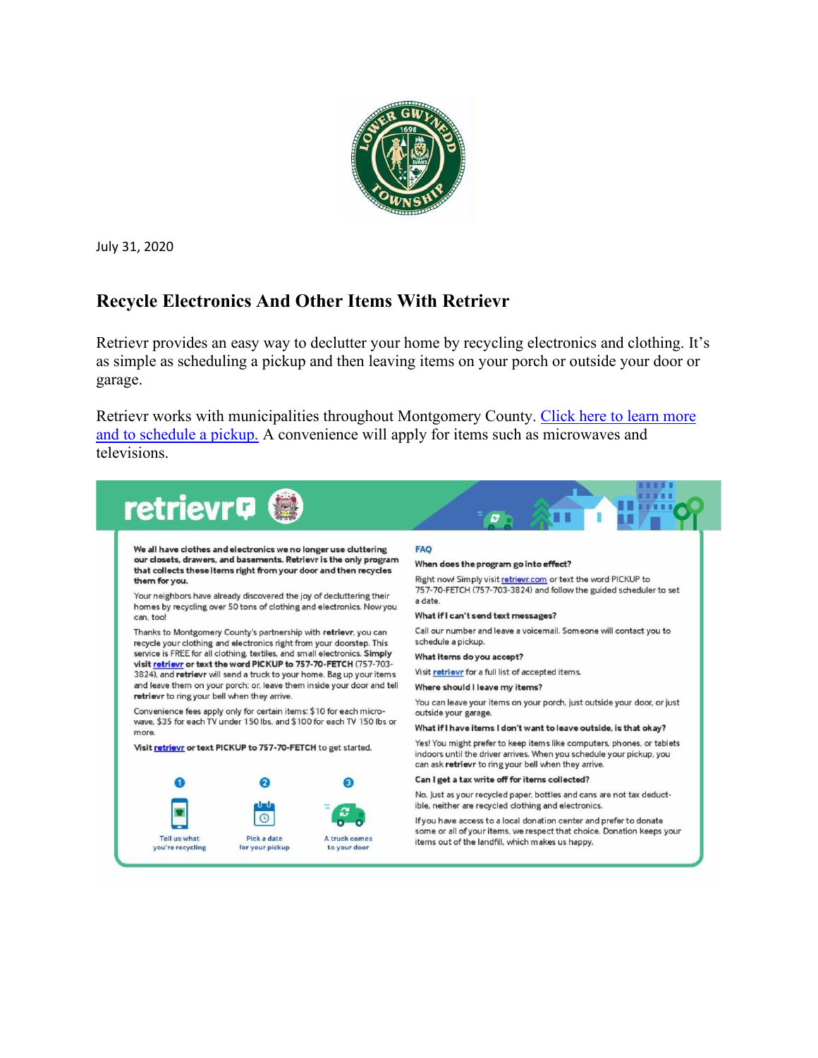July 31, 2020

## Recycle Electronics And Other Items With Retrievr

Retrievr provides an easy way to declutter your home by recycling electronics and clothing. It's as simple as scheduling a pickup and then leaving items on your porch or outside your door or garage.

Retrievr works with municipalities throughout Montgomery County. Click here to learn more and to schedule a pickup. A convenience will apply for items such as microwaves and televisions.

# retrievr

**We all have clothes and electronics we no longer use cluttering our closets, drawers, and basements. Retrievr is the only program that collects these items right from your door and then recycles them for you.**

Your neighbors have already discovered the joy of decluttering their homes by recycling over 50 tons of clothing and electronics. Now you can, too!

Thanks to Montgomery County's partnership with **retrievr**, you can recycle your clothing and electronics right from your doorstep. This service is FREE for all clothing, textiles, and small electronics. **Simply visit retrievr or text the word PICKUP to 757-70-FETCH** (757-703-3824), and **retrievr** will send a truck to your home. Bag up your items and leave them on your porch; or, leave them inside your door and tell **retrievr** to ring your bell when they arrive.

Convenience fees apply only for certain items: $10 for each microwave, $35 for each TV under 150 lbs, and $100 for each TV 150 lbs or more.

**Visit retrievr or text PICKUP to 757-70-FETCH** to get started.

1. Tell us what you're recycling
2. Pick a date for your pickup
3. A truck comes to your door

### FAQ

**When does the program go into effect?**

Right now! Simply visit retrievr.com or text the word PICKUP to 757-70-FETCH (757-703-3824) and follow the guided scheduler to set a date.

**What if I can't send text messages?**

Call our number and leave a voicemail. Someone will contact you to schedule a pickup.

**What items do you accept?**

Visit retrievr for a full list of accepted items.

**Where should I leave my items?**

You can leave your items on your porch, just outside your door, or just outside your garage.

**What if I have items I don't want to leave outside, is that okay?**

Yes! You might prefer to keep items like computers, phones, or tablets indoors until the driver arrives. When you schedule your pickup, you can ask **retrievr** to ring your bell when they arrive.

**Can I get a tax write off for items collected?**

No. Just as your recycled paper, bottles and cans are not tax deductible, neither are recycled clothing and electronics.

If you have access to a local donation center and prefer to donate some or all of your items, we respect that choice. Donation keeps your items out of the landfill, which makes us happy.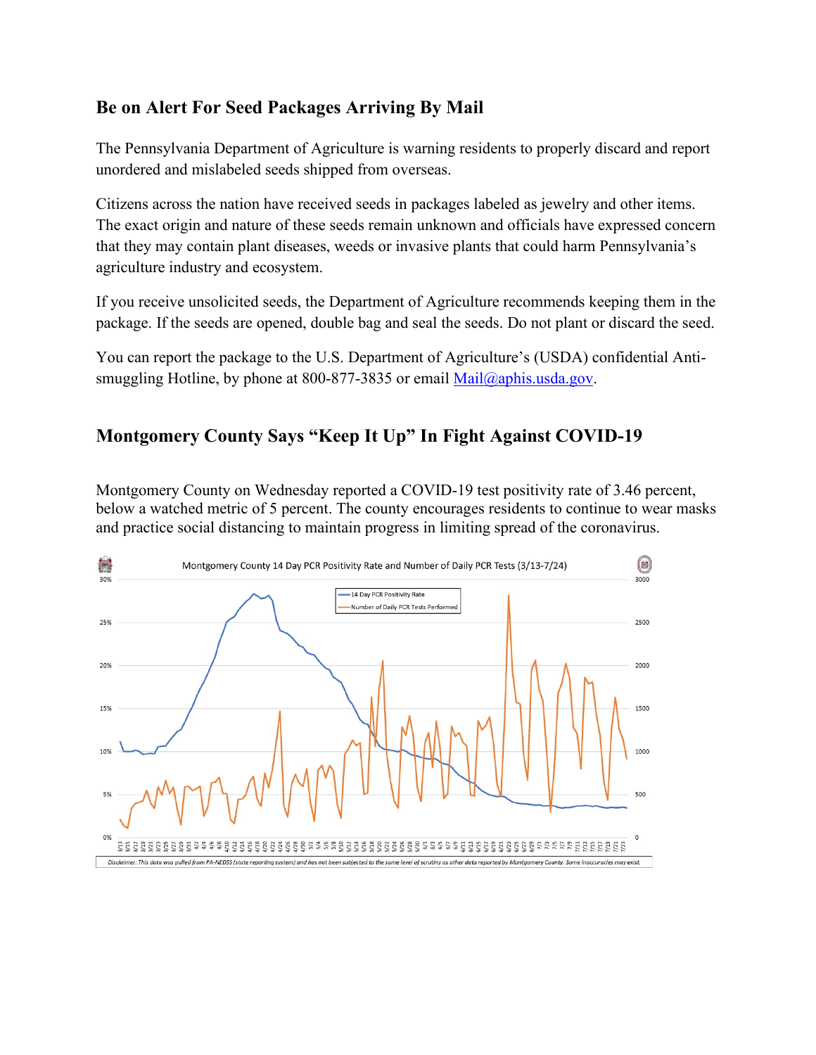## Be on Alert For Seed Packages Arriving By Mail

The Pennsylvania Department of Agriculture is warning residents to properly discard and report unordered and mislabeled seeds shipped from overseas.

Citizens across the nation have received seeds in packages labeled as jewelry and other items. The exact origin and nature of these seeds remain unknown and officials have expressed concern that they may contain plant diseases, weeds or invasive plants that could harm Pennsylvania's agriculture industry and ecosystem.

If you receive unsolicited seeds, the Department of Agriculture recommends keeping them in the package. If the seeds are opened, double bag and seal the seeds. Do not plant or discard the seed.

You can report the package to the U.S. Department of Agriculture's (USDA) confidential Anti-smuggling Hotline, by phone at 800-877-3835 or email Mail@aphis.usda.gov.

## Montgomery County Says "Keep It Up" In Fight Against COVID-19

Montgomery County on Wednesday reported a COVID-19 test positivity rate of 3.46 percent, below a watched metric of 5 percent. The county encourages residents to continue to wear masks and practice social distancing to maintain progress in limiting spread of the coronavirus.

Montgomery County 14 Day PCR Positivity Rate and Number of Daily PCR Tests (3/13-7/24)

*Disclaimer: This data was pulled from PA-NEDSS (state reporting system) and has not been subjected to the same level of scrutiny as other data reported by Montgomery County. Some inaccuracies may exist.*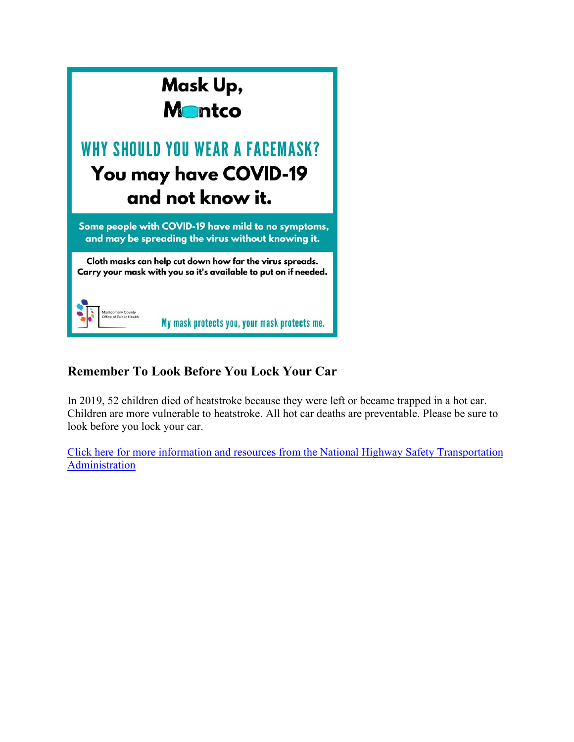Mask Up, Montco

WHY SHOULD YOU WEAR A FACEMASK?

**You may have COVID-19 and not know it.**

Some people with COVID-19 have mild to no symptoms, and may be spreading the virus without knowing it.

Cloth masks can help cut down how far the virus spreads. Carry your mask with you so it's available to put on if needed.

Montgomery County Office of Public Health

My mask protects you, your mask protects me.

### Remember To Look Before You Lock Your Car

In 2019, 52 children died of heatstroke because they were left or became trapped in a hot car. Children are more vulnerable to heatstroke. All hot car deaths are preventable. Please be sure to look before you lock your car.

Click here for more information and resources from the National Highway Safety Transportation Administration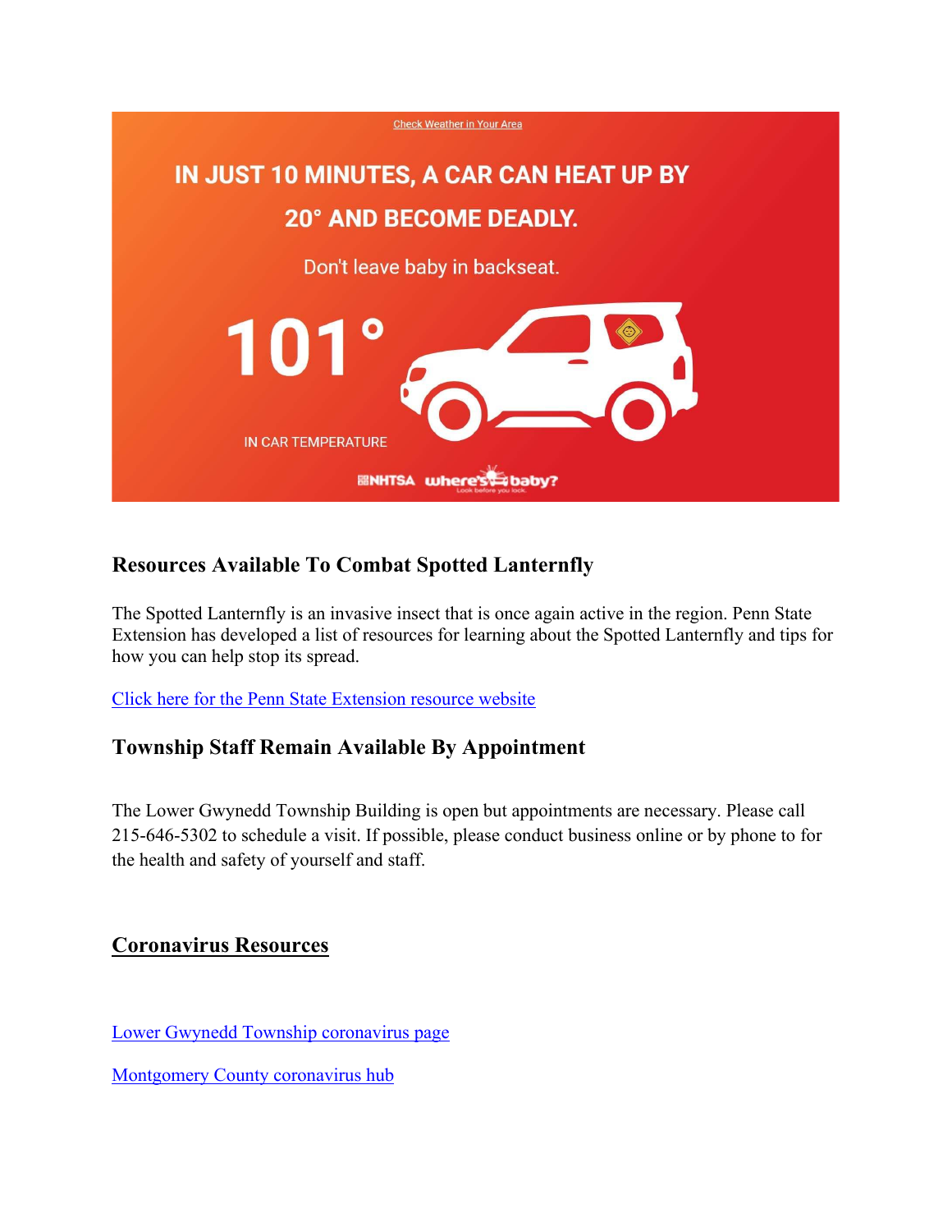Check Weather in Your Area

IN JUST 10 MINUTES, A CAR CAN HEAT UP BY 20° AND BECOME DEADLY.

Don't leave baby in backseat.

101°

IN CAR TEMPERATURE

NHTSA where's baby? Look before you lock.

### Resources Available To Combat Spotted Lanternfly

The Spotted Lanternfly is an invasive insect that is once again active in the region. Penn State Extension has developed a list of resources for learning about the Spotted Lanternfly and tips for how you can help stop its spread.

[Click here for the Penn State Extension resource website]()

### Township Staff Remain Available By Appointment

The Lower Gwynedd Township Building is open but appointments are necessary. Please call 215-646-5302 to schedule a visit. If possible, please conduct business online or by phone to for the health and safety of yourself and staff.

### Coronavirus Resources

[Lower Gwynedd Township coronavirus page]()

[Montgomery County coronavirus hub]()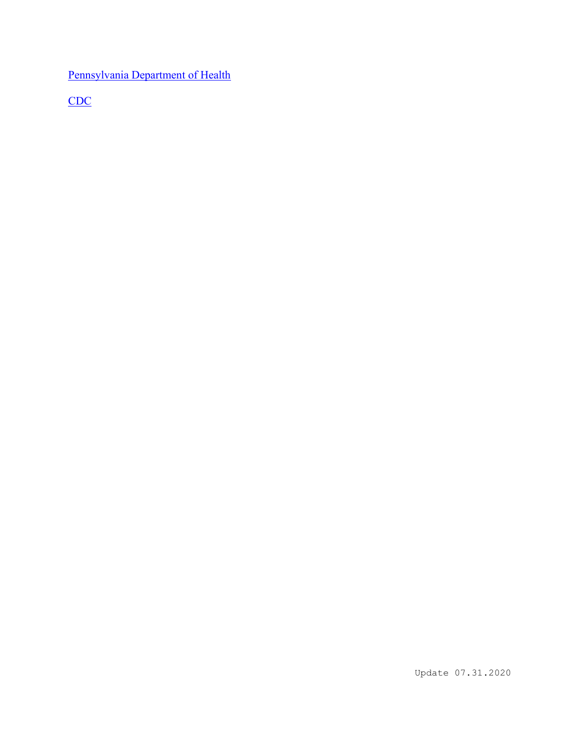[Pennsylvania Department of Health]

[CDC]

Update 07.31.2020